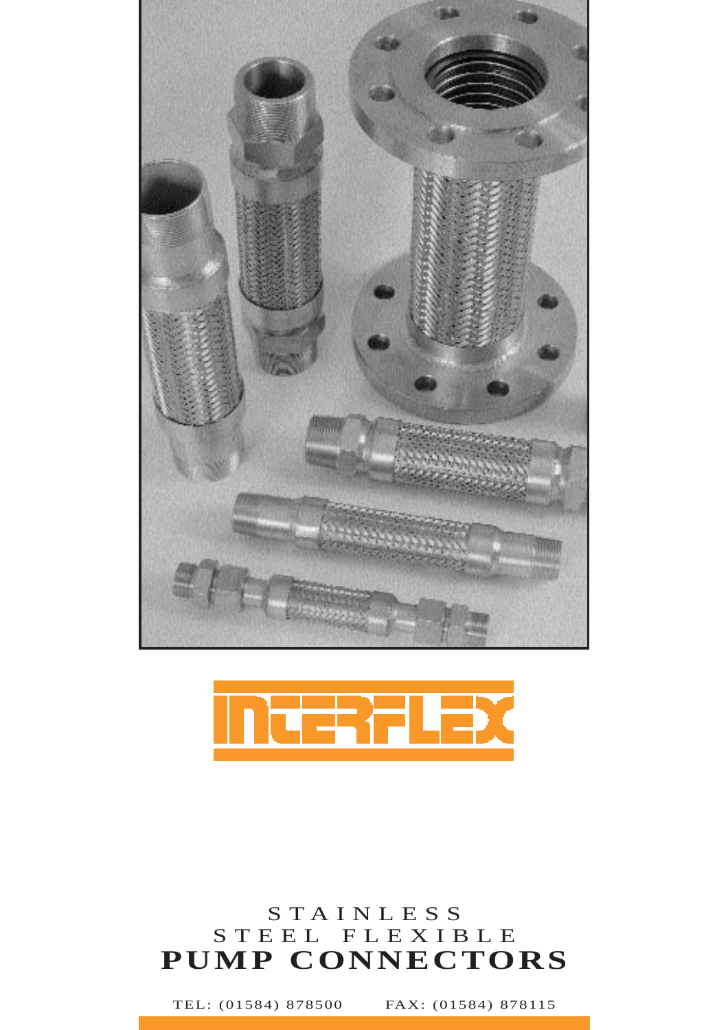# INTERFLEX

STAINLESS
STEEL FLEXIBLE
**PUMP CONNECTORS**

TEL: (01584) 878500 FAX: (01584) 878115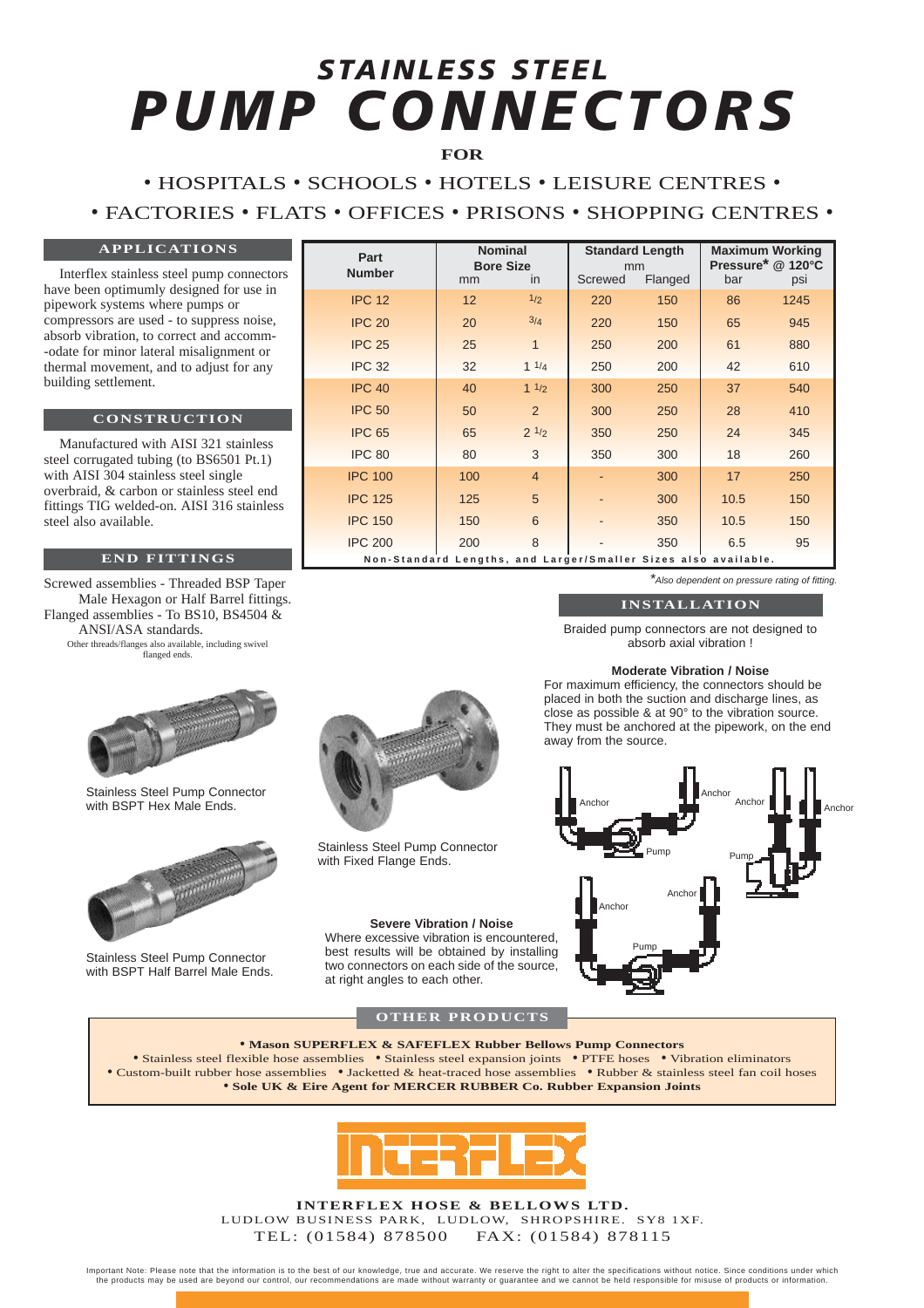# STAINLESS STEEL PUMP CONNECTORS

**FOR**

• HOSPITALS • SCHOOLS • HOTELS • LEISURE CENTRES •

• FACTORIES • FLATS • OFFICES • PRISONS • SHOPPING CENTRES •

## APPLICATIONS

Interflex stainless steel pump connectors have been optimumly designed for use in pipework systems where pumps or compressors are used - to suppress noise, absorb vibration, to correct and accomm--odate for minor lateral misalignment or thermal movement, and to adjust for any building settlement.

## CONSTRUCTION

Manufactured with AISI 321 stainless steel corrugated tubing (to BS6501 Pt.1) with AISI 304 stainless steel single overbraid, & carbon or stainless steel end fittings TIG welded-on. AISI 316 stainless steel also available.

## END FITTINGS

Screwed assemblies - Threaded BSP Taper Male Hexagon or Half Barrel fittings.
Flanged assemblies - To BS10, BS4504 & ANSI/ASA standards.
Other threads/flanges also available, including swivel flanged ends.

| Part Number | Nominal Bore Size | | Standard Length mm | | Maximum Working Pressure* @ 120°C | |
|---|---|---|---|---|---|---|
| | mm | in | Screwed | Flanged | bar | psi |
| IPC 12 | 12 | 1/2 | 220 | 150 | 86 | 1245 |
| IPC 20 | 20 | 3/4 | 220 | 150 | 65 | 945 |
| IPC 25 | 25 | 1 | 250 | 200 | 61 | 880 |
| IPC 32 | 32 | 1 1/4 | 250 | 200 | 42 | 610 |
| IPC 40 | 40 | 1 1/2 | 300 | 250 | 37 | 540 |
| IPC 50 | 50 | 2 | 300 | 250 | 28 | 410 |
| IPC 65 | 65 | 2 1/2 | 350 | 250 | 24 | 345 |
| IPC 80 | 80 | 3 | 350 | 300 | 18 | 260 |
| IPC 100 | 100 | 4 | - | 300 | 17 | 250 |
| IPC 125 | 125 | 5 | - | 300 | 10.5 | 150 |
| IPC 150 | 150 | 6 | - | 350 | 10.5 | 150 |
| IPC 200 | 200 | 8 | - | 350 | 6.5 | 95 |

Non-Standard Lengths, and Larger/Smaller Sizes also available.

*Also dependent on pressure rating of fitting.

Stainless Steel Pump Connector with BSPT Hex Male Ends.

Stainless Steel Pump Connector with BSPT Half Barrel Male Ends.

Stainless Steel Pump Connector with Fixed Flange Ends.

## INSTALLATION

Braided pump connectors are not designed to absorb axial vibration !

**Moderate Vibration / Noise**

For maximum efficiency, the connectors should be placed in both the suction and discharge lines, as close as possible & at 90° to the vibration source. They must be anchored at the pipework, on the end away from the source.

Anchor
Anchor
Pump
Anchor
Anchor
Pump
Anchor
Anchor
Pump

**Severe Vibration / Noise**

Where excessive vibration is encountered, best results will be obtained by installing two connectors on each side of the source, at right angles to each other.

## OTHER PRODUCTS

• **Mason SUPERFLEX & SAFEFLEX Rubber Bellows Pump Connectors**
• Stainless steel flexible hose assemblies • Stainless steel expansion joints • PTFE hoses • Vibration eliminators
• Custom-built rubber hose assemblies • Jacketted & heat-traced hose assemblies • Rubber & stainless steel fan coil hoses
• **Sole UK & Eire Agent for MERCER RUBBER Co. Rubber Expansion Joints**

INTERFLEX

**INTERFLEX HOSE & BELLOWS LTD.**
LUDLOW BUSINESS PARK, LUDLOW, SHROPSHIRE. SY8 1XF.
TEL: (01584) 878500 FAX: (01584) 878115

Important Note: Please note that the information is to the best of our knowledge, true and accurate. We reserve the right to alter the specifications without notice. Since conditions under which the products may be used are beyond our control, our recommendations are made without warranty or guarantee and we cannot be held responsible for misuse of products or information.